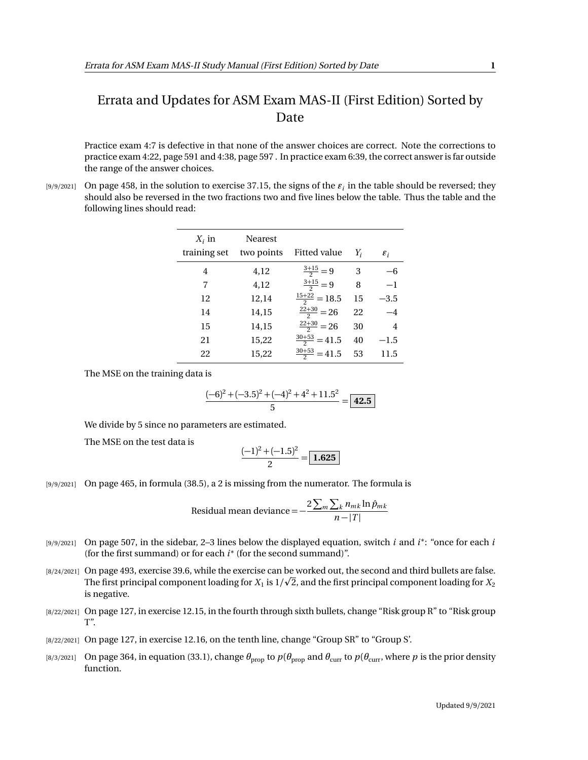# Errata and Updates for ASM Exam MAS-II (First Edition) Sorted by Date

Practice exam 4:7 is defective in that none of the answer choices are correct. Note the corrections to practice exam 4:22, page 591 and 4:38, page 597 . In practice exam 6:39, the correct answer is far outside the range of the answer choices.

[9/9/2021] On page 458, in the solution to exercise 37.15, the signs of the $\varepsilon_i$ in the table should be reversed; they should also be reversed in the two fractions two and five lines below the table. Thus the table and the following lines should read:

| $X_i$ in training set | Nearest two points | Fitted value | $Y_i$ | $\varepsilon_i$ |
|---|---|---|---|---|
| 4 | 4,12 | $\frac{3+15}{2} = 9$ | 3 | $-6$ |
| 7 | 4,12 | $\frac{3+15}{2} = 9$ | 8 | $-1$ |
| 12 | 12,14 | $\frac{15+22}{2} = 18.5$ | 15 | $-3.5$ |
| 14 | 14,15 | $\frac{22+30}{2} = 26$ | 22 | $-4$ |
| 15 | 14,15 | $\frac{22+30}{2} = 26$ | 30 | 4 |
| 21 | 15,22 | $\frac{30+53}{2} = 41.5$ | 40 | $-1.5$ |
| 22 | 15,22 | $\frac{30+53}{2} = 41.5$ | 53 | 11.5 |

The MSE on the training data is

$$\frac{(-6)^2 + (-3.5)^2 + (-4)^2 + 4^2 + 11.5^2}{5} = \boxed{\mathbf{42.5}}$$

We divide by 5 since no parameters are estimated.

The MSE on the test data is

$$\frac{(-1)^2 + (-1.5)^2}{2} = \boxed{\mathbf{1.625}}$$

[9/9/2021] On page 465, in formula (38.5), a 2 is missing from the numerator. The formula is

$$\text{Residual mean deviance} = -\frac{2\sum_m \sum_k n_{mk} \ln \hat{p}_{mk}}{n - |T|}$$

[9/9/2021] On page 507, in the sidebar, 2–3 lines below the displayed equation, switch $i$ and $i^*$: "once for each $i$ (for the first summand) or for each $i^*$ (for the second summand)".

[8/24/2021] On page 493, exercise 39.6, while the exercise can be worked out, the second and third bullets are false. The first principal component loading for $X_1$ is $1/\sqrt{2}$, and the first principal component loading for $X_2$ is negative.

[8/22/2021] On page 127, in exercise 12.15, in the fourth through sixth bullets, change "Risk group R" to "Risk group T".

[8/22/2021] On page 127, in exercise 12.16, on the tenth line, change "Group SR" to "Group S'.

[8/3/2021] On page 364, in equation (33.1), change $\theta_{\text{prop}}$ to $p(\theta_{\text{prop}}$ and $\theta_{\text{curr}}$ to $p(\theta_{\text{curr}}$, where $p$ is the prior density function.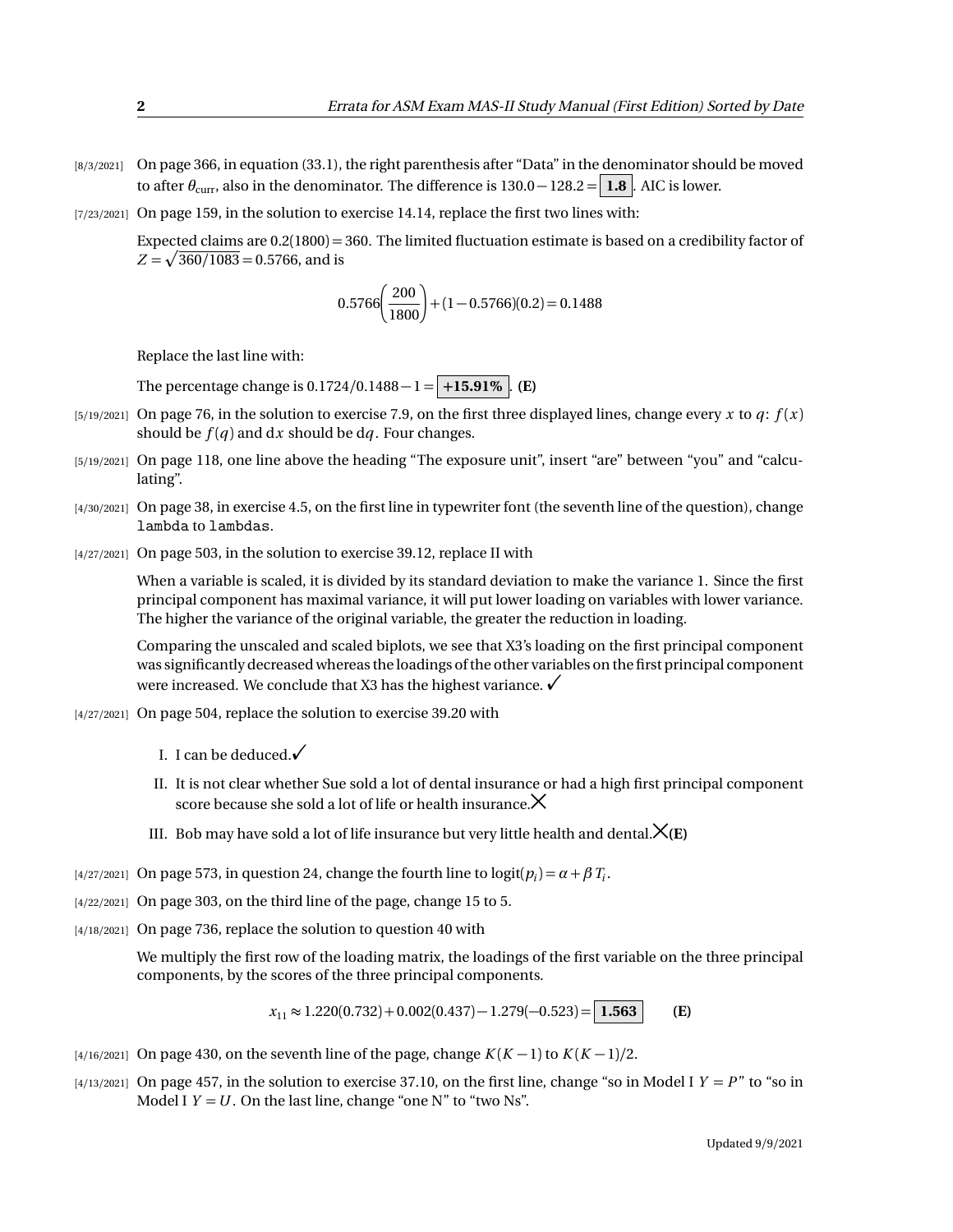[8/3/2021] On page 366, in equation (33.1), the right parenthesis after "Data" in the denominator should be moved to after $\theta_{\text{curr}}$, also in the denominator. The difference is $130.0 - 128.2 = \boxed{1.8}$. AIC is lower.

[7/23/2021] On page 159, in the solution to exercise 14.14, replace the first two lines with:

Expected claims are $0.2(1800) = 360$. The limited fluctuation estimate is based on a credibility factor of $Z = \sqrt{360/1083} = 0.5766$, and is

$$0.5766\left(\frac{200}{1800}\right) + (1 - 0.5766)(0.2) = 0.1488$$

Replace the last line with:

The percentage change is $0.1724/0.1488 - 1 = \boxed{+15.91\%}$. **(E)**

[5/19/2021] On page 76, in the solution to exercise 7.9, on the first three displayed lines, change every $x$ to $q$: $f(x)$ should be $f(q)$ and $dx$ should be $dq$. Four changes.

[5/19/2021] On page 118, one line above the heading "The exposure unit", insert "are" between "you" and "calculating".

[4/30/2021] On page 38, in exercise 4.5, on the first line in typewriter font (the seventh line of the question), change `lambda` to `lambdas`.

[4/27/2021] On page 503, in the solution to exercise 39.12, replace II with

When a variable is scaled, it is divided by its standard deviation to make the variance 1. Since the first principal component has maximal variance, it will put lower loading on variables with lower variance. The higher the variance of the original variable, the greater the reduction in loading.

Comparing the unscaled and scaled biplots, we see that X3's loading on the first principal component was significantly decreased whereas the loadings of the other variables on the first principal component were increased. We conclude that X3 has the highest variance. ✓

[4/27/2021] On page 504, replace the solution to exercise 39.20 with

I. I can be deduced.✓

II. It is not clear whether Sue sold a lot of dental insurance or had a high first principal component score because she sold a lot of life or health insurance.✗

III. Bob may have sold a lot of life insurance but very little health and dental.✗**(E)**

[4/27/2021] On page 573, in question 24, change the fourth line to $\text{logit}(p_i) = \alpha + \beta T_i$.

[4/22/2021] On page 303, on the third line of the page, change 15 to 5.

[4/18/2021] On page 736, replace the solution to question 40 with

We multiply the first row of the loading matrix, the loadings of the first variable on the three principal components, by the scores of the three principal components.

$$x_{11} \approx 1.220(0.732) + 0.002(0.437) - 1.279(-0.523) = \boxed{1.563} \qquad \textbf{(E)}$$

[4/16/2021] On page 430, on the seventh line of the page, change $K(K-1)$ to $K(K-1)/2$.

[4/13/2021] On page 457, in the solution to exercise 37.10, on the first line, change "so in Model I $Y = P$" to "so in Model I $Y = U$. On the last line, change "one N" to "two Ns".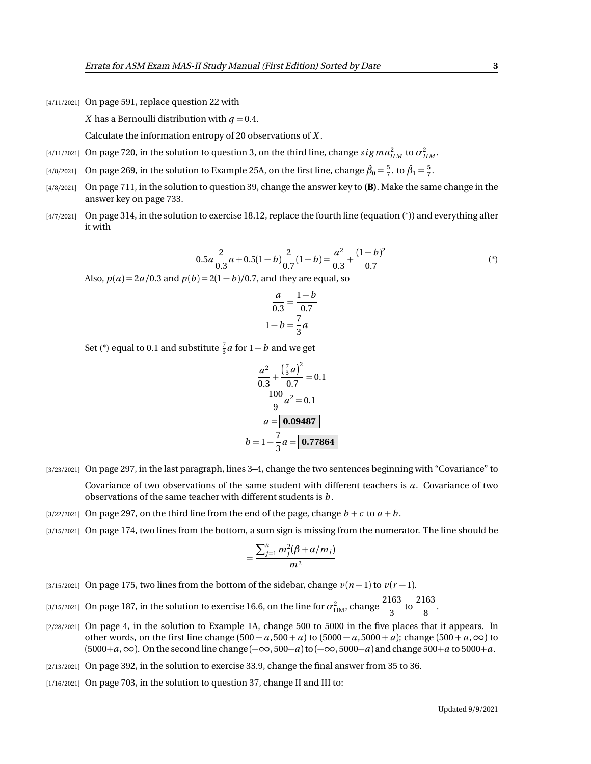[4/11/2021] On page 591, replace question 22 with

$X$ has a Bernoulli distribution with $q = 0.4$.

Calculate the information entropy of 20 observations of $X$.

[4/11/2021] On page 720, in the solution to question 3, on the third line, change $sigma^2_{HM}$ to $\sigma^2_{HM}$.

[4/8/2021] On page 269, in the solution to Example 25A, on the first line, change $\hat{\beta}_0 = \frac{5}{7}$. to $\hat{\beta}_1 = \frac{5}{7}$.

[4/8/2021] On page 711, in the solution to question 39, change the answer key to **(B)**. Make the same change in the answer key on page 733.

[4/7/2021] On page 314, in the solution to exercise 18.12, replace the fourth line (equation (*)) and everything after it with

$$0.5a\frac{2}{0.3}a + 0.5(1-b)\frac{2}{0.7}(1-b) = \frac{a^2}{0.3} + \frac{(1-b)^2}{0.7} \qquad (*)$$

Also, $p(a) = 2a/0.3$ and $p(b) = 2(1-b)/0.7$, and they are equal, so

$$\frac{a}{0.3} = \frac{1-b}{0.7}$$

$$1 - b = \frac{7}{3}a$$

Set (*) equal to 0.1 and substitute $\frac{7}{3}a$ for $1-b$ and we get

$$\frac{a^2}{0.3} + \frac{\left(\frac{7}{3}a\right)^2}{0.7} = 0.1$$

$$\frac{100}{9}a^2 = 0.1$$

$$a = \boxed{\mathbf{0.09487}}$$

$$b = 1 - \frac{7}{3}a = \boxed{\mathbf{0.77864}}$$

[3/23/2021] On page 297, in the last paragraph, lines 3–4, change the two sentences beginning with "Covariance" to

Covariance of two observations of the same student with different teachers is $a$. Covariance of two observations of the same teacher with different students is $b$.

[3/22/2021] On page 297, on the third line from the end of the page, change $b + c$ to $a + b$.

[3/15/2021] On page 174, two lines from the bottom, a sum sign is missing from the numerator. The line should be

$$= \frac{\sum_{j=1}^{n} m_j^2(\beta + \alpha/m_j)}{m^2}$$

[3/15/2021] On page 175, two lines from the bottom of the sidebar, change $v(n-1)$ to $v(r-1)$.

[3/15/2021] On page 187, in the solution to exercise 16.6, on the line for $\sigma^2_{\text{HM}}$, change $\dfrac{2163}{3}$ to $\dfrac{2163}{8}$.

[2/28/2021] On page 4, in the solution to Example 1A, change 500 to 5000 in the five places that it appears. In other words, on the first line change $(500 - a, 500 + a)$ to $(5000 - a, 5000 + a)$; change $(500 + a, \infty)$ to $(5000 + a, \infty)$. On the second line change $(-\infty, 500 - a)$ to $(-\infty, 5000 - a)$ and change $500 + a$ to $5000 + a$.

[2/13/2021] On page 392, in the solution to exercise 33.9, change the final answer from 35 to 36.

[1/16/2021] On page 703, in the solution to question 37, change II and III to: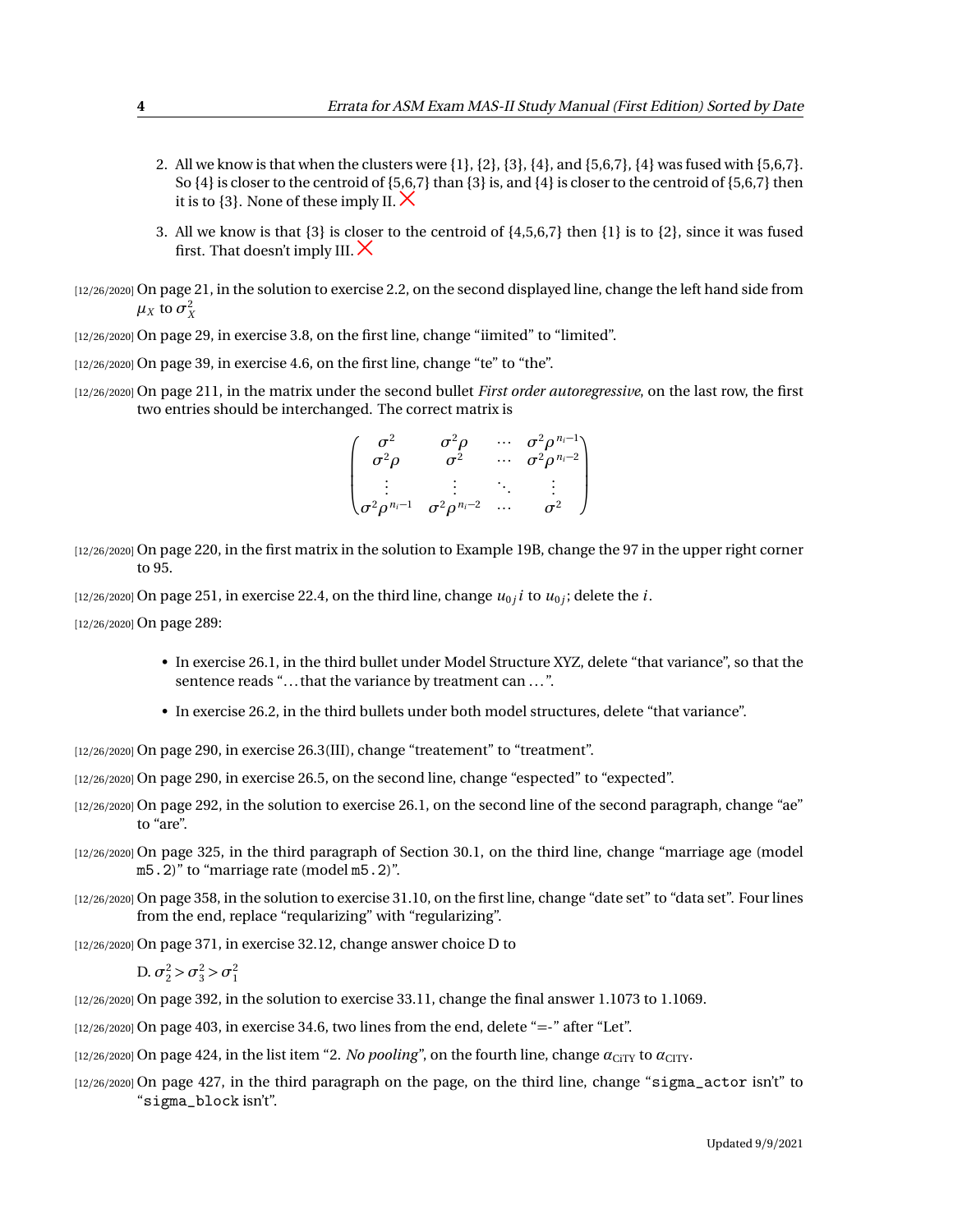2. All we know is that when the clusters were {1}, {2}, {3}, {4}, and {5,6,7}, {4} was fused with {5,6,7}. So {4} is closer to the centroid of {5,6,7} than {3} is, and {4} is closer to the centroid of {5,6,7} then it is to {3}. None of these imply II. ✗

3. All we know is that {3} is closer to the centroid of {4,5,6,7} then {1} is to {2}, since it was fused first. That doesn't imply III. ✗

[12/26/2020] On page 21, in the solution to exercise 2.2, on the second displayed line, change the left hand side from $\mu_X$ to $\sigma_X^2$

[12/26/2020] On page 29, in exercise 3.8, on the first line, change "iimited" to "limited".

[12/26/2020] On page 39, in exercise 4.6, on the first line, change "te" to "the".

[12/26/2020] On page 211, in the matrix under the second bullet *First order autoregressive*, on the last row, the first two entries should be interchanged. The correct matrix is

$$\begin{pmatrix} \sigma^2 & \sigma^2\rho & \cdots & \sigma^2\rho^{n_i-1} \\ \sigma^2\rho & \sigma^2 & \cdots & \sigma^2\rho^{n_i-2} \\ \vdots & \vdots & \ddots & \vdots \\ \sigma^2\rho^{n_i-1} & \sigma^2\rho^{n_i-2} & \cdots & \sigma^2 \end{pmatrix}$$

[12/26/2020] On page 220, in the first matrix in the solution to Example 19B, change the 97 in the upper right corner to 95.

[12/26/2020] On page 251, in exercise 22.4, on the third line, change $u_{0j}i$ to $u_{0j}$; delete the $i$.

[12/26/2020] On page 289:

- In exercise 26.1, in the third bullet under Model Structure XYZ, delete "that variance", so that the sentence reads "...that the variance by treatment can ...".
- In exercise 26.2, in the third bullets under both model structures, delete "that variance".

[12/26/2020] On page 290, in exercise 26.3(III), change "treatement" to "treatment".

[12/26/2020] On page 290, in exercise 26.5, on the second line, change "espected" to "expected".

[12/26/2020] On page 292, in the solution to exercise 26.1, on the second line of the second paragraph, change "ae" to "are".

[12/26/2020] On page 325, in the third paragraph of Section 30.1, on the third line, change "marriage age (model `m5.2`)" to "marriage rate (model `m5.2`)".

[12/26/2020] On page 358, in the solution to exercise 31.10, on the first line, change "date set" to "data set". Four lines from the end, replace "reqularizing" with "regularizing".

[12/26/2020] On page 371, in exercise 32.12, change answer choice D to

D. $\sigma_2^2 > \sigma_3^2 > \sigma_1^2$

[12/26/2020] On page 392, in the solution to exercise 33.11, change the final answer 1.1073 to 1.1069.

[12/26/2020] On page 403, in exercise 34.6, two lines from the end, delete "=-" after "Let".

[12/26/2020] On page 424, in the list item "2. *No pooling*", on the fourth line, change $\alpha_{\text{CiTY}}$ to $\alpha_{\text{CITY}}$.

[12/26/2020] On page 427, in the third paragraph on the page, on the third line, change "`sigma_actor` isn't" to "`sigma_block` isn't".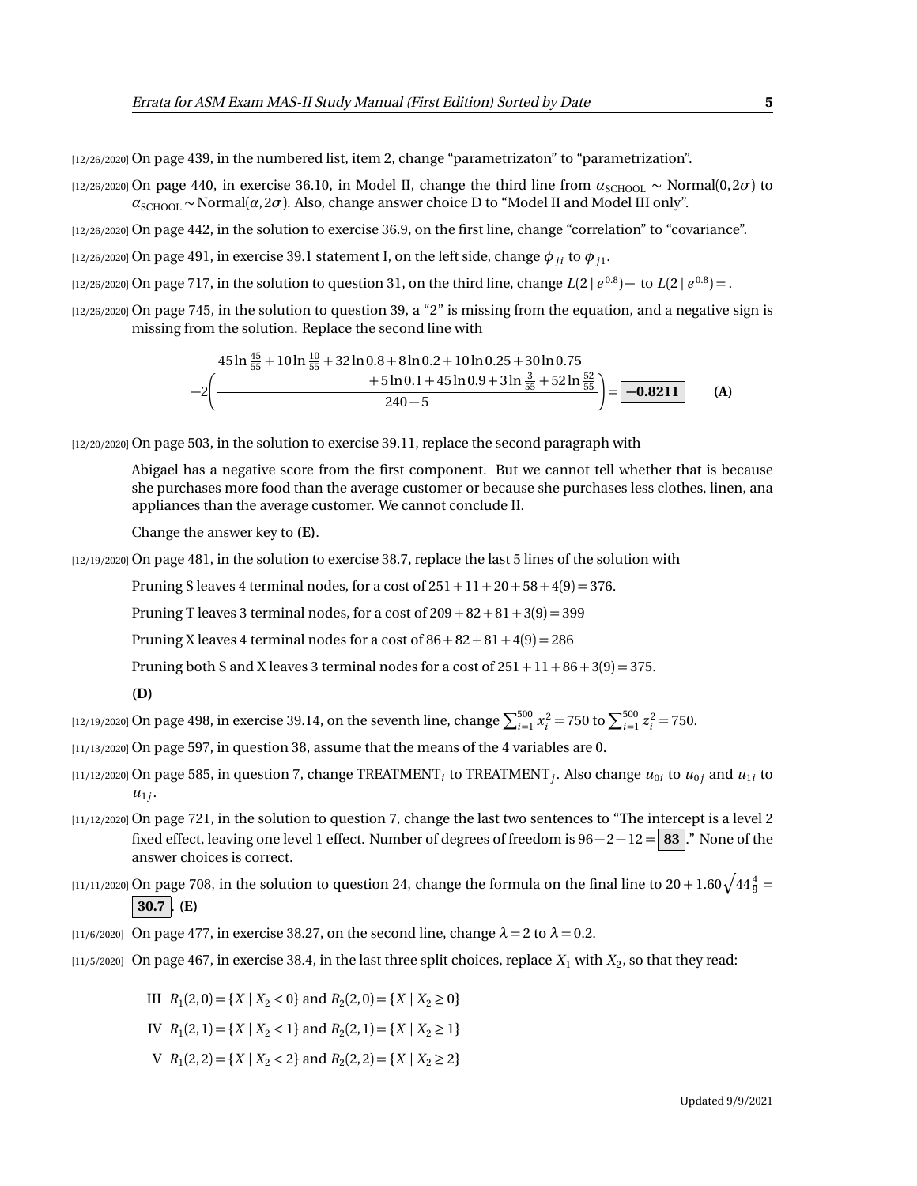[12/26/2020] On page 439, in the numbered list, item 2, change "parametrizaton" to "parametrization".

[12/26/2020] On page 440, in exercise 36.10, in Model II, change the third line from $\alpha_{\text{SCHOOL}} \sim \text{Normal}(0, 2\sigma)$ to $\alpha_{\text{SCHOOL}} \sim \text{Normal}(\alpha, 2\sigma)$. Also, change answer choice D to "Model II and Model III only".

[12/26/2020] On page 442, in the solution to exercise 36.9, on the first line, change "correlation" to "covariance".

[12/26/2020] On page 491, in exercise 39.1 statement I, on the left side, change $\phi_{ji}$ to $\phi_{j1}$.

[12/26/2020] On page 717, in the solution to question 31, on the third line, change $L(2 \mid e^{0.8})-$ to $L(2 \mid e^{0.8}) = .$

[12/26/2020] On page 745, in the solution to question 39, a "2" is missing from the equation, and a negative sign is missing from the solution. Replace the second line with

$$-2\left(\frac{\begin{array}{r}45\ln\frac{45}{55}+10\ln\frac{10}{55}+32\ln 0.8+8\ln 0.2+10\ln 0.25+30\ln 0.75\\ +5\ln 0.1+45\ln 0.9+3\ln\frac{3}{55}+52\ln\frac{52}{55}\end{array}}{240-5}\right)=\boxed{-0.8211}\qquad \textbf{(A)}$$

[12/20/2020] On page 503, in the solution to exercise 39.11, replace the second paragraph with

> Abigael has a negative score from the first component. But we cannot tell whether that is because she purchases more food than the average customer or because she purchases less clothes, linen, ana appliances than the average customer. We cannot conclude II.
>
> Change the answer key to **(E)**.

[12/19/2020] On page 481, in the solution to exercise 38.7, replace the last 5 lines of the solution with

> Pruning S leaves 4 terminal nodes, for a cost of $251+11+20+58+4(9)=376$.
>
> Pruning T leaves 3 terminal nodes, for a cost of $209+82+81+3(9)=399$
>
> Pruning X leaves 4 terminal nodes for a cost of $86+82+81+4(9)=286$
>
> Pruning both S and X leaves 3 terminal nodes for a cost of $251+11+86+3(9)=375$.
>
> **(D)**

[12/19/2020] On page 498, in exercise 39.14, on the seventh line, change $\sum_{i=1}^{500} x_i^2 = 750$ to $\sum_{i=1}^{500} z_i^2 = 750$.

[11/13/2020] On page 597, in question 38, assume that the means of the 4 variables are 0.

[11/12/2020] On page 585, in question 7, change $\text{TREATMENT}_i$ to $\text{TREATMENT}_j$. Also change $u_{0i}$ to $u_{0j}$ and $u_{1i}$ to $u_{1j}$.

[11/12/2020] On page 721, in the solution to question 7, change the last two sentences to "The intercept is a level 2 fixed effect, leaving one level 1 effect. Number of degrees of freedom is $96-2-12=\boxed{\mathbf{83}}$." None of the answer choices is correct.

[11/11/2020] On page 708, in the solution to question 24, change the formula on the final line to $20+1.60\sqrt{44\frac{4}{9}}=\boxed{\mathbf{30.7}}$. **(E)**

[11/6/2020] On page 477, in exercise 38.27, on the second line, change $\lambda=2$ to $\lambda=0.2$.

[11/5/2020] On page 467, in exercise 38.4, in the last three split choices, replace $X_1$ with $X_2$, so that they read:

> III $R_1(2,0)=\{X \mid X_2<0\}$ and $R_2(2,0)=\{X \mid X_2 \ge 0\}$
>
> IV $R_1(2,1)=\{X \mid X_2<1\}$ and $R_2(2,1)=\{X \mid X_2 \ge 1\}$
>
> V $R_1(2,2)=\{X \mid X_2<2\}$ and $R_2(2,2)=\{X \mid X_2 \ge 2\}$

Updated 9/9/2021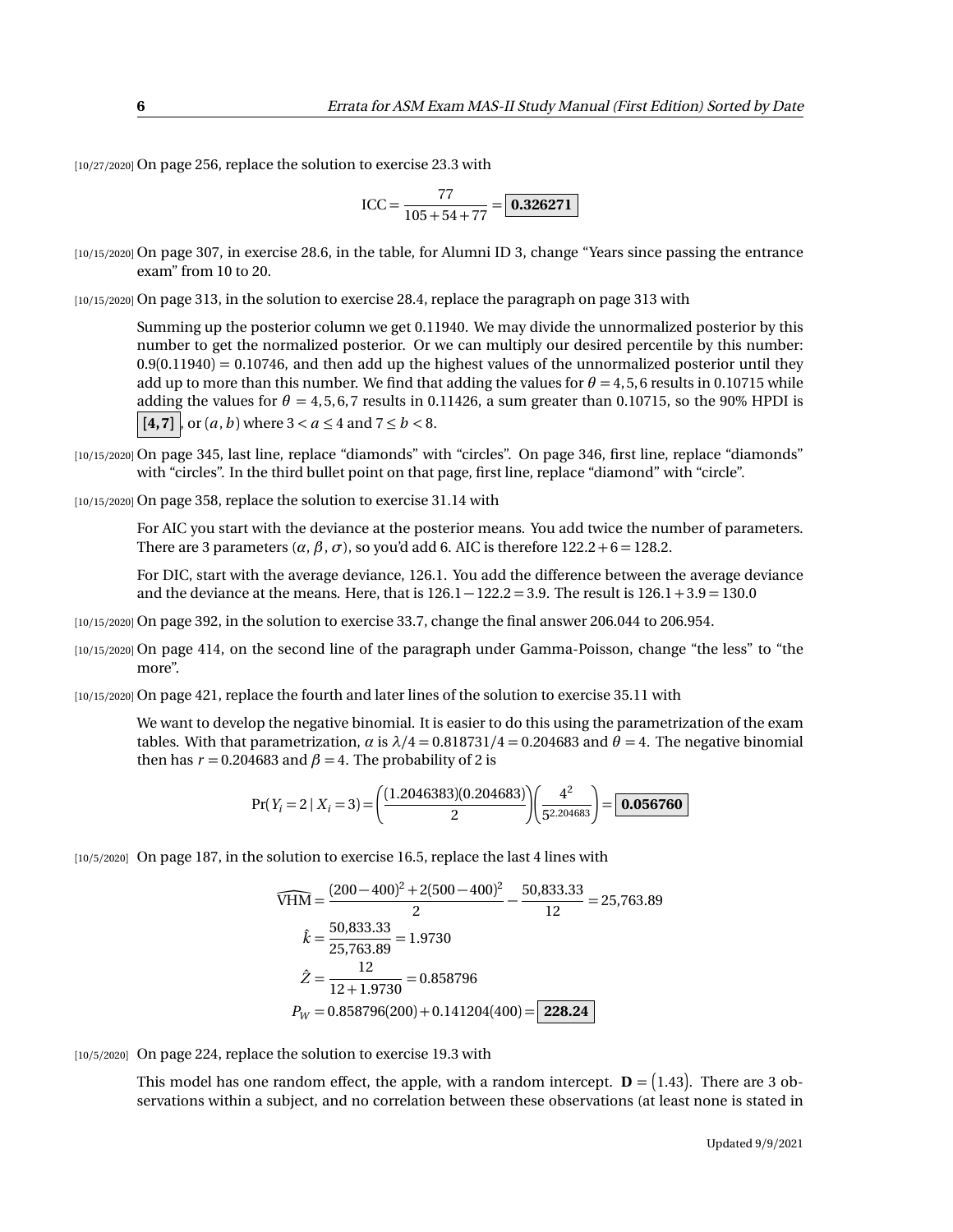[10/27/2020] On page 256, replace the solution to exercise 23.3 with

$$\text{ICC} = \frac{77}{105+54+77} = \boxed{\mathbf{0.326271}}$$

[10/15/2020] On page 307, in exercise 28.6, in the table, for Alumni ID 3, change "Years since passing the entrance exam" from 10 to 20.

[10/15/2020] On page 313, in the solution to exercise 28.4, replace the paragraph on page 313 with

> Summing up the posterior column we get 0.11940. We may divide the unnormalized posterior by this number to get the normalized posterior. Or we can multiply our desired percentile by this number: $0.9(0.11940) = 0.10746$, and then add up the highest values of the unnormalized posterior until they add up to more than this number. We find that adding the values for $\theta = 4, 5, 6$ results in 0.10715 while adding the values for $\theta = 4, 5, 6, 7$ results in 0.11426, a sum greater than 0.10715, so the 90% HPDI is $\boxed{\mathbf{[4,7]}}$, or $(a, b)$ where $3 < a \le 4$ and $7 \le b < 8$.

[10/15/2020] On page 345, last line, replace "diamonds" with "circles". On page 346, first line, replace "diamonds" with "circles". In the third bullet point on that page, first line, replace "diamond" with "circle".

[10/15/2020] On page 358, replace the solution to exercise 31.14 with

> For AIC you start with the deviance at the posterior means. You add twice the number of parameters. There are 3 parameters $(\alpha, \beta, \sigma)$, so you'd add 6. AIC is therefore $122.2 + 6 = 128.2$.
>
> For DIC, start with the average deviance, 126.1. You add the difference between the average deviance and the deviance at the means. Here, that is $126.1 - 122.2 = 3.9$. The result is $126.1 + 3.9 = 130.0$

[10/15/2020] On page 392, in the solution to exercise 33.7, change the final answer 206.044 to 206.954.

[10/15/2020] On page 414, on the second line of the paragraph under Gamma-Poisson, change "the less" to "the more".

[10/15/2020] On page 421, replace the fourth and later lines of the solution to exercise 35.11 with

> We want to develop the negative binomial. It is easier to do this using the parametrization of the exam tables. With that parametrization, $\alpha$ is $\lambda/4 = 0.818731/4 = 0.204683$ and $\theta = 4$. The negative binomial then has $r = 0.204683$ and $\beta = 4$. The probability of 2 is
>
> $$\Pr(Y_i = 2 \mid X_i = 3) = \left(\frac{(1.2046383)(0.204683)}{2}\right)\left(\frac{4^2}{5^{2.204683}}\right) = \boxed{\mathbf{0.056760}}$$

[10/5/2020] On page 187, in the solution to exercise 16.5, replace the last 4 lines with

$$\widehat{\text{VHM}} = \frac{(200-400)^2 + 2(500-400)^2}{2} - \frac{50{,}833.33}{12} = 25{,}763.89$$

$$\hat{k} = \frac{50{,}833.33}{25{,}763.89} = 1.9730$$

$$\hat{Z} = \frac{12}{12+1.9730} = 0.858796$$

$$P_W = 0.858796(200) + 0.141204(400) = \boxed{\mathbf{228.24}}$$

[10/5/2020] On page 224, replace the solution to exercise 19.3 with

> This model has one random effect, the apple, with a random intercept. $\mathbf{D} = \begin{pmatrix} 1.43 \end{pmatrix}$. There are 3 observations within a subject, and no correlation between these observations (at least none is stated in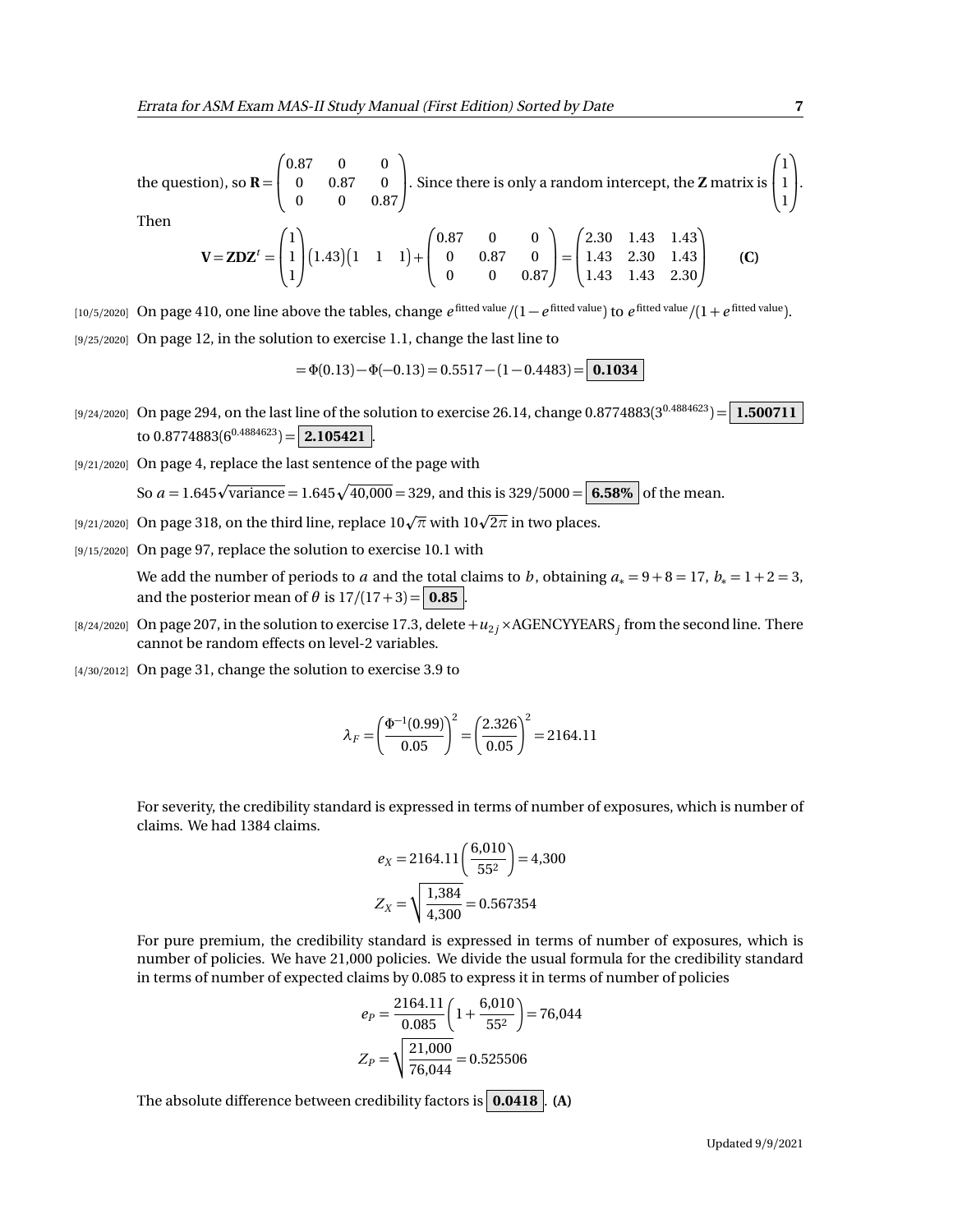the question), so $\mathbf{R} = \begin{pmatrix} 0.87 & 0 & 0 \\ 0 & 0.87 & 0 \\ 0 & 0 & 0.87 \end{pmatrix}$. Since there is only a random intercept, the $\mathbf{Z}$ matrix is $\begin{pmatrix} 1 \\ 1 \\ 1 \end{pmatrix}$.

Then

$$\mathbf{V} = \mathbf{Z}\mathbf{D}\mathbf{Z}^t = \begin{pmatrix} 1 \\ 1 \\ 1 \end{pmatrix} \begin{pmatrix} 1.43 \end{pmatrix} \begin{pmatrix} 1 & 1 & 1 \end{pmatrix} + \begin{pmatrix} 0.87 & 0 & 0 \\ 0 & 0.87 & 0 \\ 0 & 0 & 0.87 \end{pmatrix} = \begin{pmatrix} 2.30 & 1.43 & 1.43 \\ 1.43 & 2.30 & 1.43 \\ 1.43 & 1.43 & 2.30 \end{pmatrix} \quad \textbf{(C)}$$

[10/5/2020] On page 410, one line above the tables, change $e^{\text{fitted value}}/(1 - e^{\text{fitted value}})$ to $e^{\text{fitted value}}/(1 + e^{\text{fitted value}})$.

[9/25/2020] On page 12, in the solution to exercise 1.1, change the last line to

$$= \Phi(0.13) - \Phi(-0.13) = 0.5517 - (1 - 0.4483) = \boxed{\mathbf{0.1034}}$$

[9/24/2020] On page 294, on the last line of the solution to exercise 26.14, change $0.8774883(3^{0.4884623}) = \boxed{\mathbf{1.500711}}$ to $0.8774883(6^{0.4884623}) = \boxed{\mathbf{2.105421}}$.

[9/21/2020] On page 4, replace the last sentence of the page with

So $a = 1.645\sqrt{\text{variance}} = 1.645\sqrt{40{,}000} = 329$, and this is $329/5000 = \boxed{\mathbf{6.58\%}}$ of the mean.

[9/21/2020] On page 318, on the third line, replace $10\sqrt{\pi}$ with $10\sqrt{2\pi}$ in two places.

[9/15/2020] On page 97, replace the solution to exercise 10.1 with

We add the number of periods to $a$ and the total claims to $b$, obtaining $a_* = 9 + 8 = 17$, $b_* = 1 + 2 = 3$, and the posterior mean of $\theta$ is $17/(17+3) = \boxed{\mathbf{0.85}}$.

[8/24/2020] On page 207, in the solution to exercise 17.3, delete $+u_{2j} \times \text{AGENCYYEARS}_j$ from the second line. There cannot be random effects on level-2 variables.

[4/30/2012] On page 31, change the solution to exercise 3.9 to

$$\lambda_F = \left( \frac{\Phi^{-1}(0.99)}{0.05} \right)^2 = \left( \frac{2.326}{0.05} \right)^2 = 2164.11$$

For severity, the credibility standard is expressed in terms of number of exposures, which is number of claims. We had 1384 claims.

$$e_X = 2164.11 \left( \frac{6{,}010}{55^2} \right) = 4{,}300$$

$$Z_X = \sqrt{\frac{1{,}384}{4{,}300}} = 0.567354$$

For pure premium, the credibility standard is expressed in terms of number of exposures, which is number of policies. We have 21,000 policies. We divide the usual formula for the credibility standard in terms of number of expected claims by 0.085 to express it in terms of number of policies

$$e_P = \frac{2164.11}{0.085} \left( 1 + \frac{6{,}010}{55^2} \right) = 76{,}044$$

$$Z_P = \sqrt{\frac{21{,}000}{76{,}044}} = 0.525506$$

The absolute difference between credibility factors is $\boxed{\mathbf{0.0418}}$. **(A)**